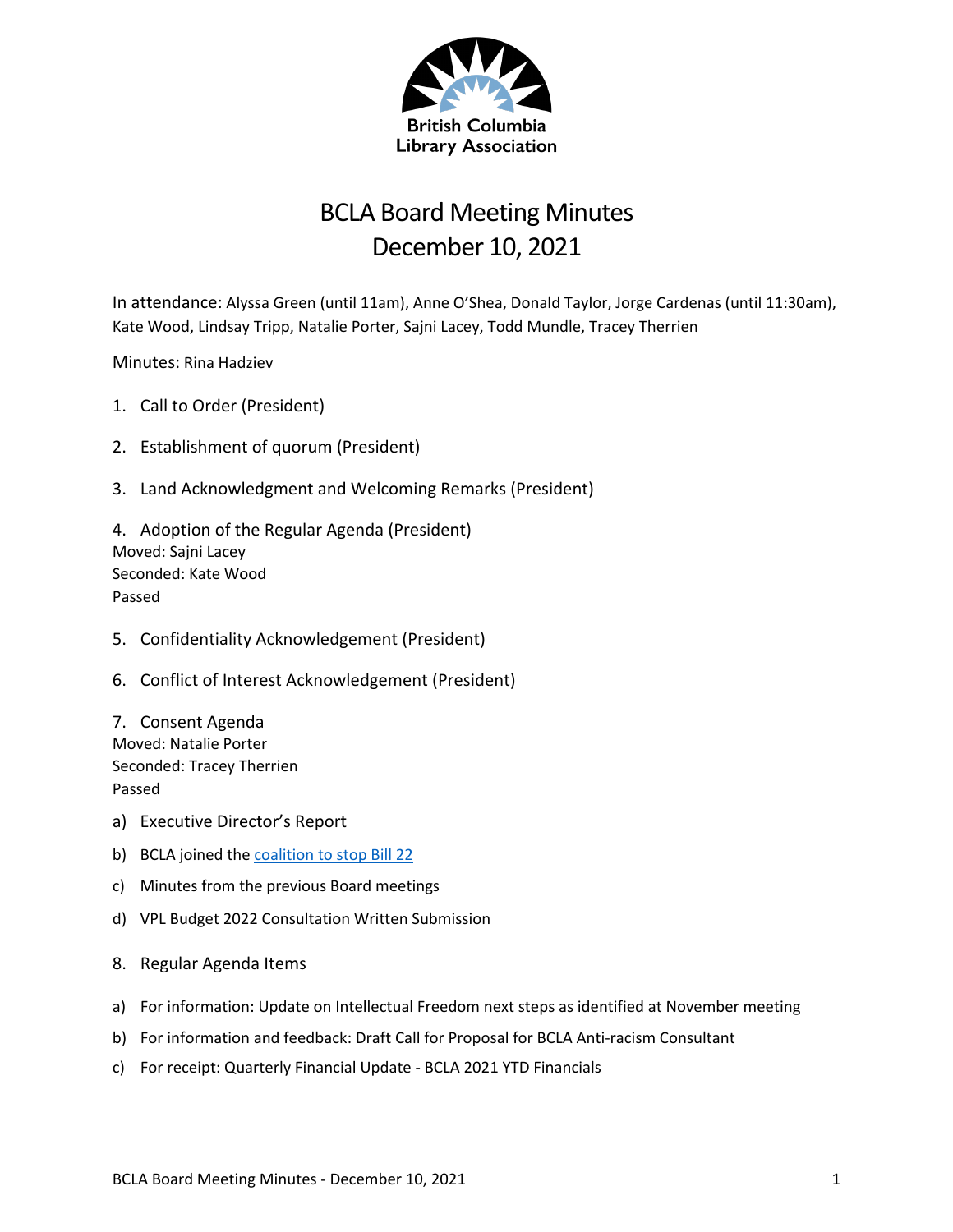British Columbia Library Association

# BCLA Board Meeting Minutes
# December 10, 2021

In attendance: Alyssa Green (until 11am), Anne O'Shea, Donald Taylor, Jorge Cardenas (until 11:30am), Kate Wood, Lindsay Tripp, Natalie Porter, Sajni Lacey, Todd Mundle, Tracey Therrien

Minutes: Rina Hadziev

1. Call to Order (President)

2. Establishment of quorum (President)

3. Land Acknowledgment and Welcoming Remarks (President)

4. Adoption of the Regular Agenda (President)

Moved: Sajni Lacey
Seconded: Kate Wood
Passed

5. Confidentiality Acknowledgement (President)

6. Conflict of Interest Acknowledgement (President)

7. Consent Agenda

Moved: Natalie Porter
Seconded: Tracey Therrien
Passed

a) Executive Director's Report

b) BCLA joined the [coalition to stop Bill 22]

c) Minutes from the previous Board meetings

d) VPL Budget 2022 Consultation Written Submission

8. Regular Agenda Items

a) For information: Update on Intellectual Freedom next steps as identified at November meeting

b) For information and feedback: Draft Call for Proposal for BCLA Anti-racism Consultant

c) For receipt: Quarterly Financial Update - BCLA 2021 YTD Financials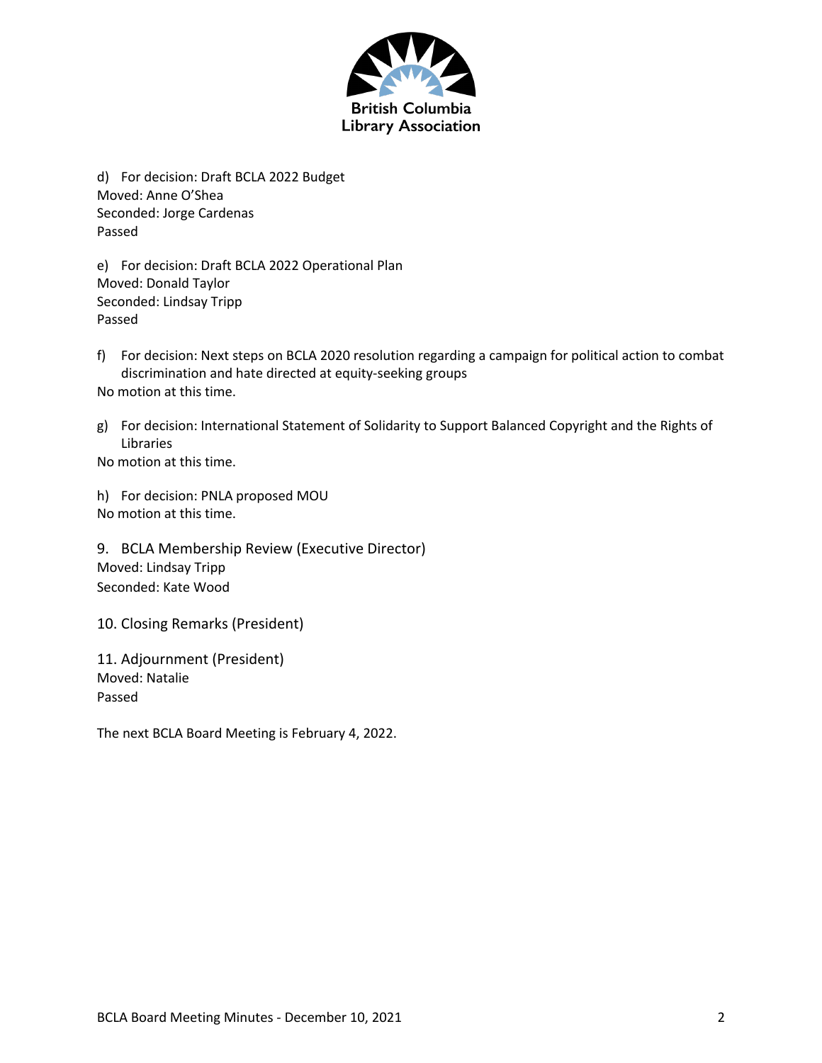d) For decision: Draft BCLA 2022 Budget
Moved: Anne O'Shea
Seconded: Jorge Cardenas
Passed

e) For decision: Draft BCLA 2022 Operational Plan
Moved: Donald Taylor
Seconded: Lindsay Tripp
Passed

f) For decision: Next steps on BCLA 2020 resolution regarding a campaign for political action to combat discrimination and hate directed at equity-seeking groups
No motion at this time.

g) For decision: International Statement of Solidarity to Support Balanced Copyright and the Rights of Libraries
No motion at this time.

h) For decision: PNLA proposed MOU
No motion at this time.

## 9. BCLA Membership Review (Executive Director)

Moved: Lindsay Tripp
Seconded: Kate Wood

## 10. Closing Remarks (President)

## 11. Adjournment (President)

Moved: Natalie
Passed

The next BCLA Board Meeting is February 4, 2022.